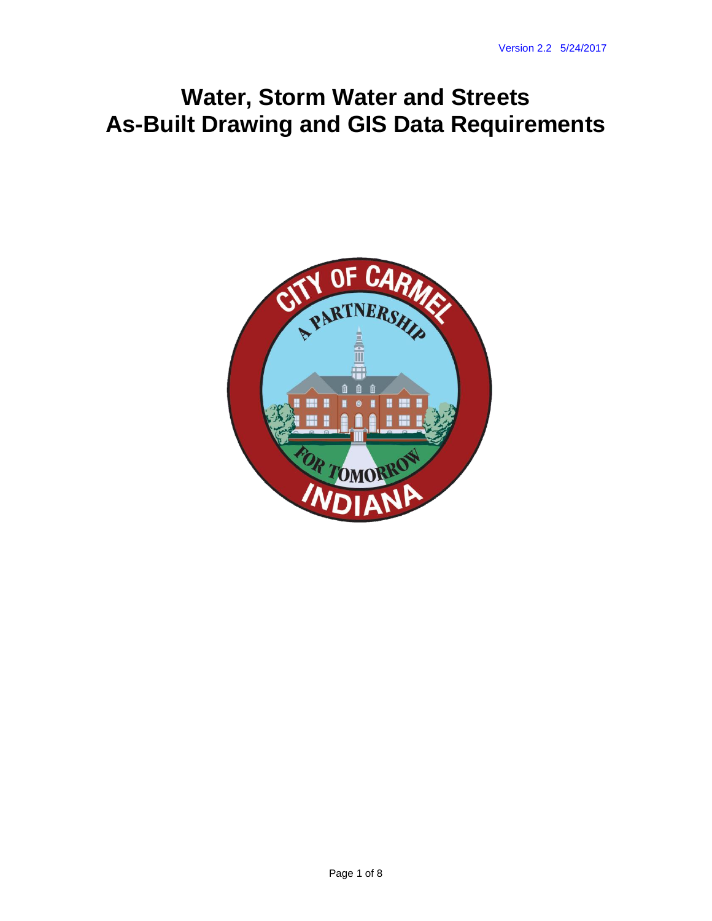Version 2.2 5/24/2017

# Water, Storm Water and Streets As-Built Drawing and GIS Data Requirements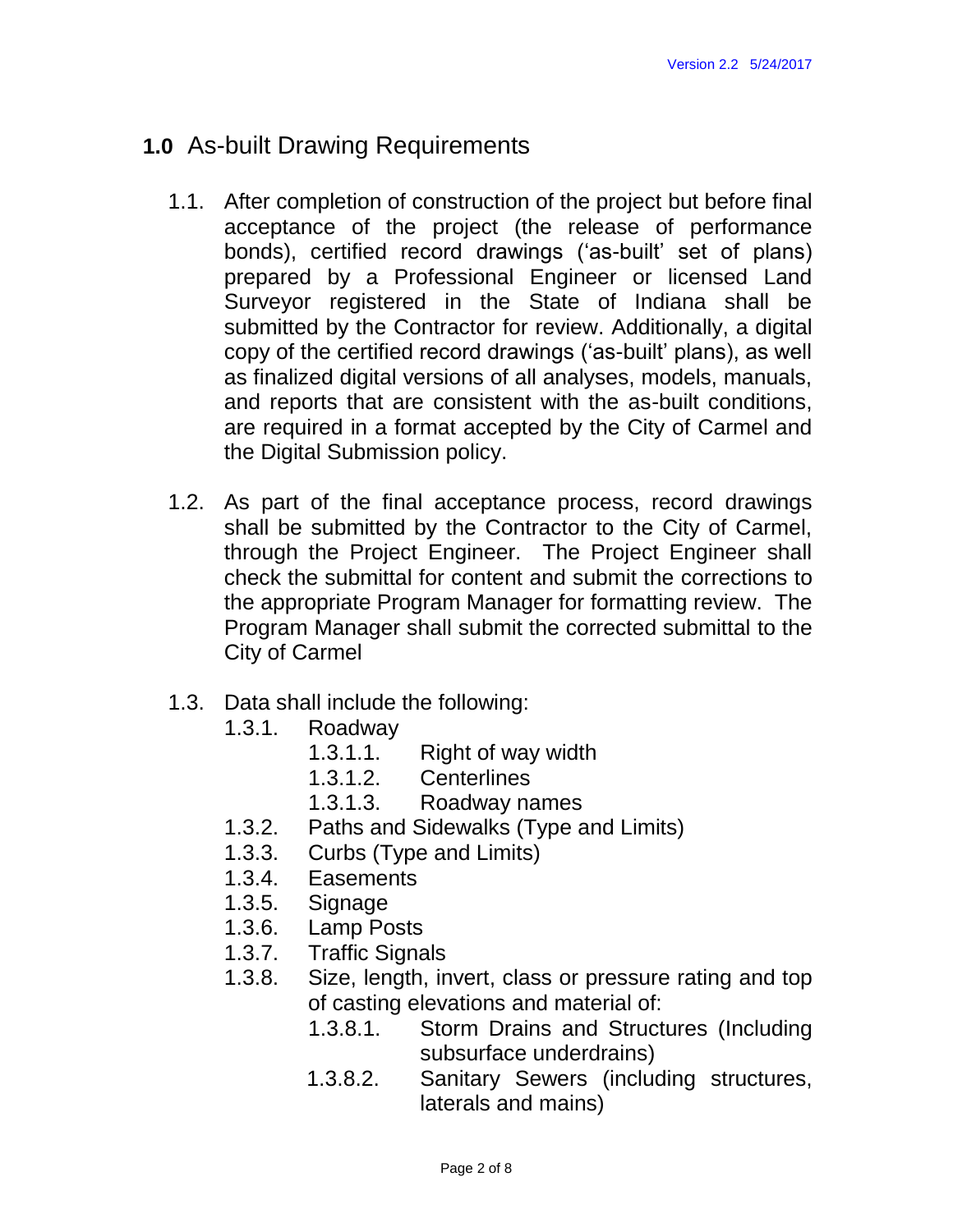# **1.0** As-built Drawing Requirements

1.1. After completion of construction of the project but before final acceptance of the project (the release of performance bonds), certified record drawings ('as-built' set of plans) prepared by a Professional Engineer or licensed Land Surveyor registered in the State of Indiana shall be submitted by the Contractor for review. Additionally, a digital copy of the certified record drawings ('as-built' plans), as well as finalized digital versions of all analyses, models, manuals, and reports that are consistent with the as-built conditions, are required in a format accepted by the City of Carmel and the Digital Submission policy.

1.2. As part of the final acceptance process, record drawings shall be submitted by the Contractor to the City of Carmel, through the Project Engineer. The Project Engineer shall check the submittal for content and submit the corrections to the appropriate Program Manager for formatting review. The Program Manager shall submit the corrected submittal to the City of Carmel

1.3. Data shall include the following:

- 1.3.1. Roadway
  - 1.3.1.1. Right of way width
  - 1.3.1.2. Centerlines
  - 1.3.1.3. Roadway names
- 1.3.2. Paths and Sidewalks (Type and Limits)
- 1.3.3. Curbs (Type and Limits)
- 1.3.4. Easements
- 1.3.5. Signage
- 1.3.6. Lamp Posts
- 1.3.7. Traffic Signals
- 1.3.8. Size, length, invert, class or pressure rating and top of casting elevations and material of:
  - 1.3.8.1. Storm Drains and Structures (Including subsurface underdrains)
  - 1.3.8.2. Sanitary Sewers (including structures, laterals and mains)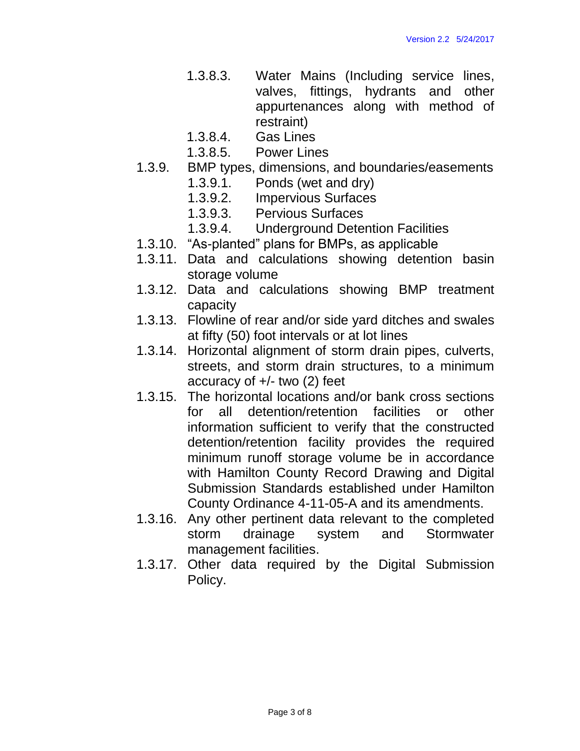- 1.3.8.3. Water Mains (Including service lines, valves, fittings, hydrants and other appurtenances along with method of restraint)
- 1.3.8.4. Gas Lines
- 1.3.8.5. Power Lines

1.3.9. BMP types, dimensions, and boundaries/easements

- 1.3.9.1. Ponds (wet and dry)
- 1.3.9.2. Impervious Surfaces
- 1.3.9.3. Pervious Surfaces
- 1.3.9.4. Underground Detention Facilities

1.3.10. "As-planted" plans for BMPs, as applicable

1.3.11. Data and calculations showing detention basin storage volume

1.3.12. Data and calculations showing BMP treatment capacity

1.3.13. Flowline of rear and/or side yard ditches and swales at fifty (50) foot intervals or at lot lines

1.3.14. Horizontal alignment of storm drain pipes, culverts, streets, and storm drain structures, to a minimum accuracy of +/- two (2) feet

1.3.15. The horizontal locations and/or bank cross sections for all detention/retention facilities or other information sufficient to verify that the constructed detention/retention facility provides the required minimum runoff storage volume be in accordance with Hamilton County Record Drawing and Digital Submission Standards established under Hamilton County Ordinance 4-11-05-A and its amendments.

1.3.16. Any other pertinent data relevant to the completed storm drainage system and Stormwater management facilities.

1.3.17. Other data required by the Digital Submission Policy.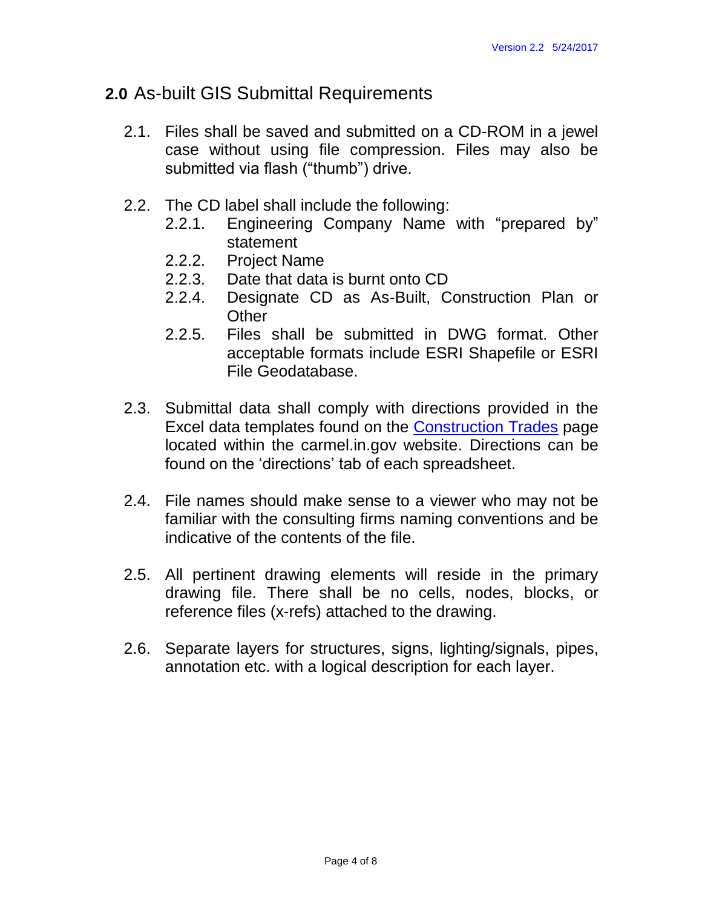## 2.0 As-built GIS Submittal Requirements

2.1. Files shall be saved and submitted on a CD-ROM in a jewel case without using file compression. Files may also be submitted via flash ("thumb") drive.

2.2. The CD label shall include the following:

- 2.2.1. Engineering Company Name with "prepared by" statement
- 2.2.2. Project Name
- 2.2.3. Date that data is burnt onto CD
- 2.2.4. Designate CD as As-Built, Construction Plan or Other
- 2.2.5. Files shall be submitted in DWG format. Other acceptable formats include ESRI Shapefile or ESRI File Geodatabase.

2.3. Submittal data shall comply with directions provided in the Excel data templates found on the Construction Trades page located within the carmel.in.gov website. Directions can be found on the 'directions' tab of each spreadsheet.

2.4. File names should make sense to a viewer who may not be familiar with the consulting firms naming conventions and be indicative of the contents of the file.

2.5. All pertinent drawing elements will reside in the primary drawing file. There shall be no cells, nodes, blocks, or reference files (x-refs) attached to the drawing.

2.6. Separate layers for structures, signs, lighting/signals, pipes, annotation etc. with a logical description for each layer.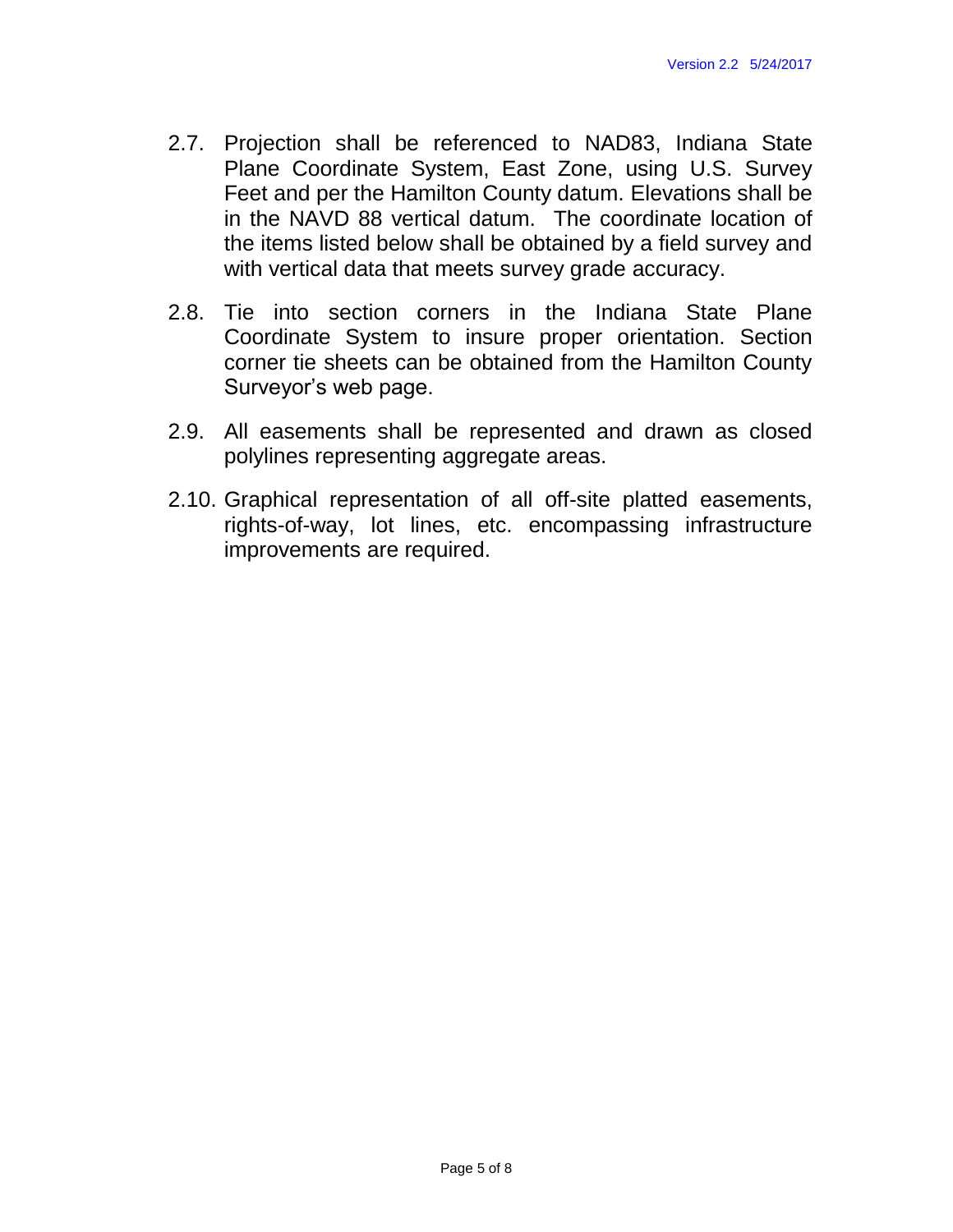2.7. Projection shall be referenced to NAD83, Indiana State Plane Coordinate System, East Zone, using U.S. Survey Feet and per the Hamilton County datum. Elevations shall be in the NAVD 88 vertical datum. The coordinate location of the items listed below shall be obtained by a field survey and with vertical data that meets survey grade accuracy.

2.8. Tie into section corners in the Indiana State Plane Coordinate System to insure proper orientation. Section corner tie sheets can be obtained from the Hamilton County Surveyor's web page.

2.9. All easements shall be represented and drawn as closed polylines representing aggregate areas.

2.10. Graphical representation of all off-site platted easements, rights-of-way, lot lines, etc. encompassing infrastructure improvements are required.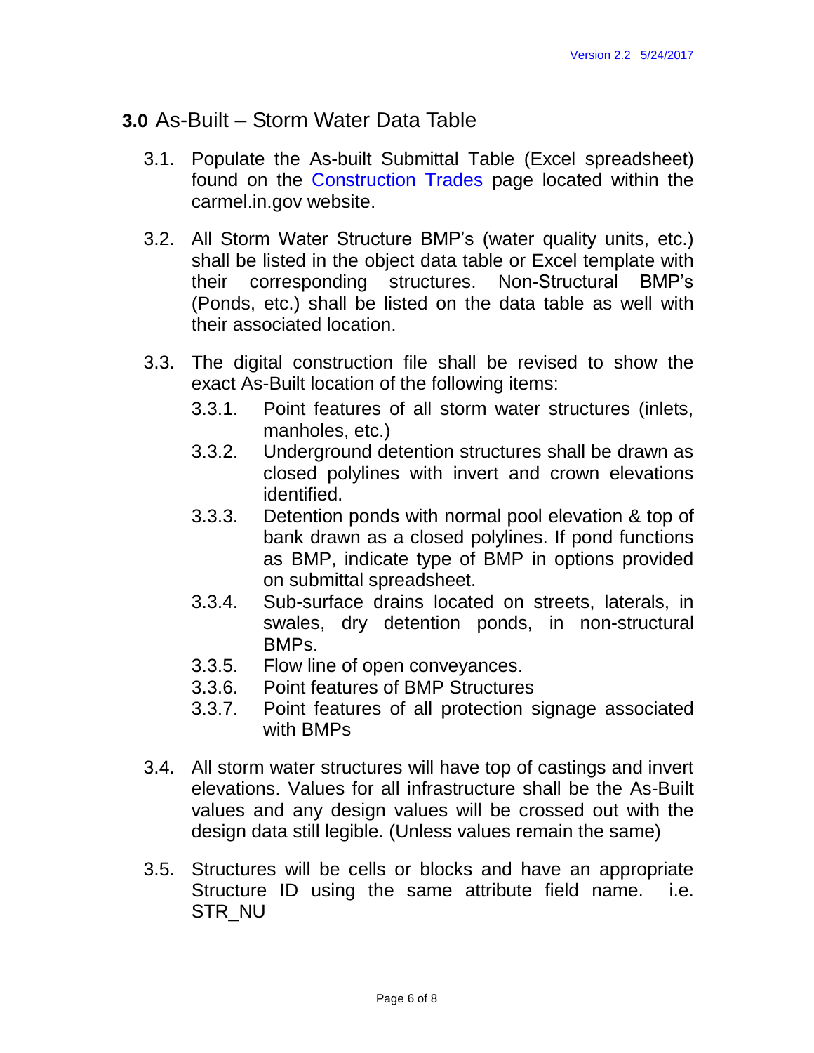## **3.0** As-Built – Storm Water Data Table

3.1. Populate the As-built Submittal Table (Excel spreadsheet) found on the Construction Trades page located within the carmel.in.gov website.

3.2. All Storm Water Structure BMP's (water quality units, etc.) shall be listed in the object data table or Excel template with their corresponding structures. Non-Structural BMP's (Ponds, etc.) shall be listed on the data table as well with their associated location.

3.3. The digital construction file shall be revised to show the exact As-Built location of the following items:

   3.3.1. Point features of all storm water structures (inlets, manholes, etc.)
   
   3.3.2. Underground detention structures shall be drawn as closed polylines with invert and crown elevations identified.
   
   3.3.3. Detention ponds with normal pool elevation & top of bank drawn as a closed polylines. If pond functions as BMP, indicate type of BMP in options provided on submittal spreadsheet.
   
   3.3.4. Sub-surface drains located on streets, laterals, in swales, dry detention ponds, in non-structural BMPs.
   
   3.3.5. Flow line of open conveyances.
   
   3.3.6. Point features of BMP Structures
   
   3.3.7. Point features of all protection signage associated with BMPs

3.4. All storm water structures will have top of castings and invert elevations. Values for all infrastructure shall be the As-Built values and any design values will be crossed out with the design data still legible. (Unless values remain the same)

3.5. Structures will be cells or blocks and have an appropriate Structure ID using the same attribute field name. i.e. STR_NU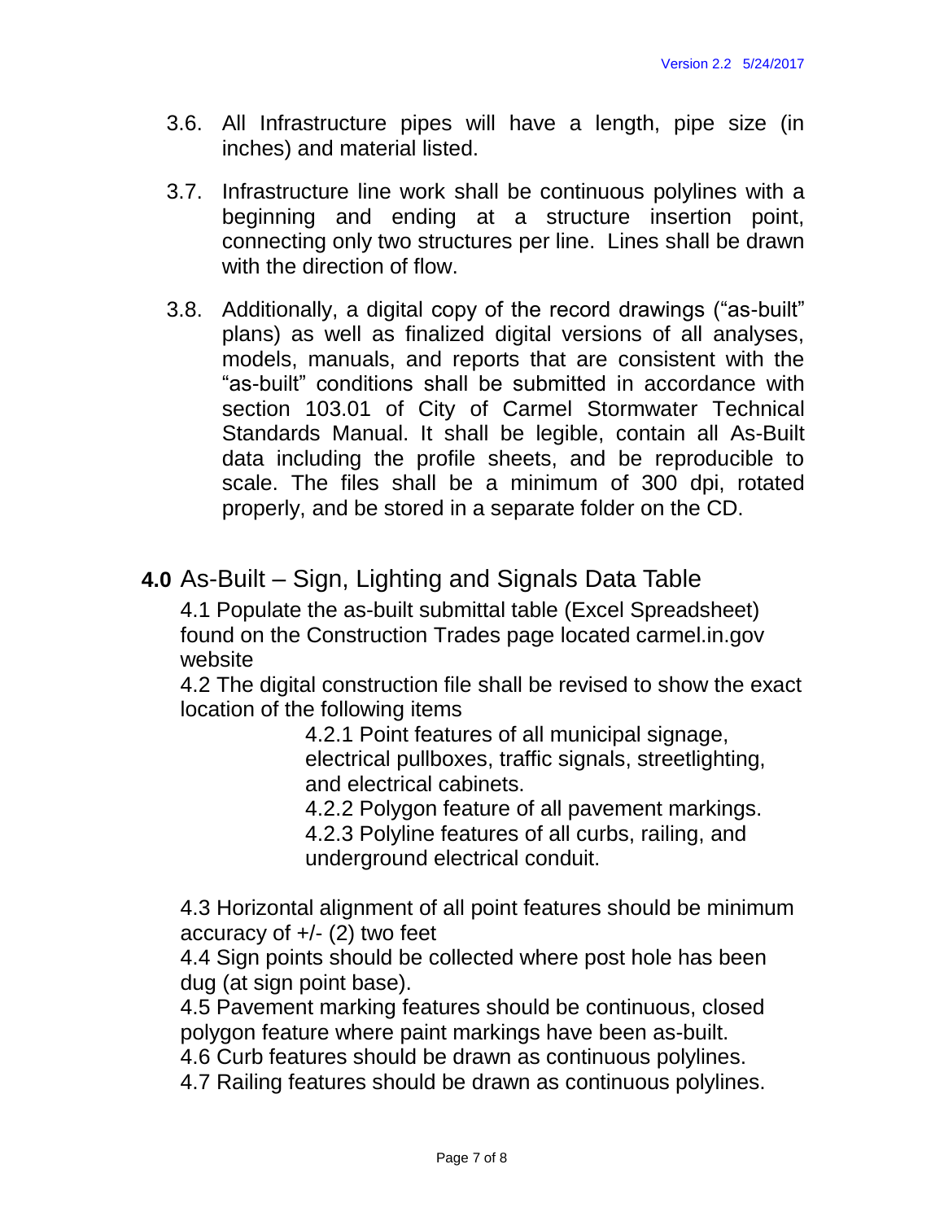3.6. All Infrastructure pipes will have a length, pipe size (in inches) and material listed.

3.7. Infrastructure line work shall be continuous polylines with a beginning and ending at a structure insertion point, connecting only two structures per line. Lines shall be drawn with the direction of flow.

3.8. Additionally, a digital copy of the record drawings ("as-built" plans) as well as finalized digital versions of all analyses, models, manuals, and reports that are consistent with the "as-built" conditions shall be submitted in accordance with section 103.01 of City of Carmel Stormwater Technical Standards Manual. It shall be legible, contain all As-Built data including the profile sheets, and be reproducible to scale. The files shall be a minimum of 300 dpi, rotated properly, and be stored in a separate folder on the CD.

## **4.0** As-Built – Sign, Lighting and Signals Data Table

4.1 Populate the as-built submittal table (Excel Spreadsheet) found on the Construction Trades page located carmel.in.gov website

4.2 The digital construction file shall be revised to show the exact location of the following items

- 4.2.1 Point features of all municipal signage, electrical pullboxes, traffic signals, streetlighting, and electrical cabinets.
- 4.2.2 Polygon feature of all pavement markings.
- 4.2.3 Polyline features of all curbs, railing, and underground electrical conduit.

4.3 Horizontal alignment of all point features should be minimum accuracy of +/- (2) two feet

4.4 Sign points should be collected where post hole has been dug (at sign point base).

4.5 Pavement marking features should be continuous, closed polygon feature where paint markings have been as-built.

4.6 Curb features should be drawn as continuous polylines.

4.7 Railing features should be drawn as continuous polylines.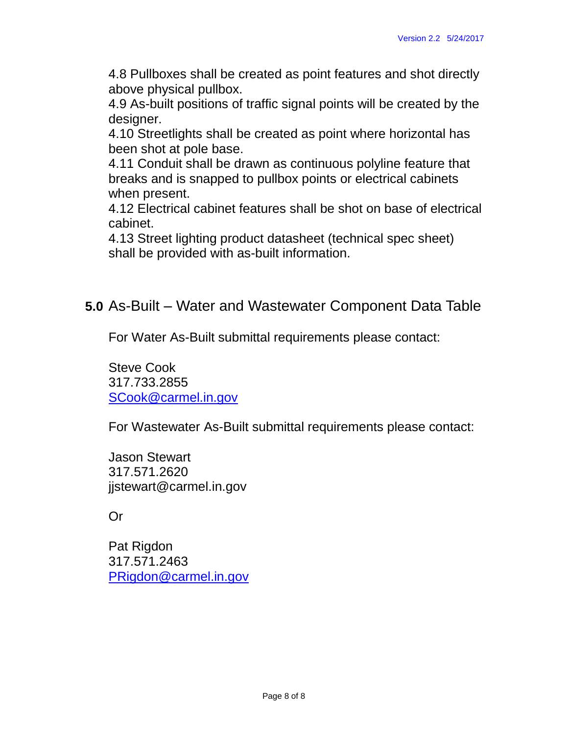4.8 Pullboxes shall be created as point features and shot directly above physical pullbox.
4.9 As-built positions of traffic signal points will be created by the designer.
4.10 Streetlights shall be created as point where horizontal has been shot at pole base.
4.11 Conduit shall be drawn as continuous polyline feature that breaks and is snapped to pullbox points or electrical cabinets when present.
4.12 Electrical cabinet features shall be shot on base of electrical cabinet.
4.13 Street lighting product datasheet (technical spec sheet) shall be provided with as-built information.

## **5.0** As-Built – Water and Wastewater Component Data Table

For Water As-Built submittal requirements please contact:

Steve Cook
317.733.2855
SCook@carmel.in.gov

For Wastewater As-Built submittal requirements please contact:

Jason Stewart
317.571.2620
jjstewart@carmel.in.gov

Or

Pat Rigdon
317.571.2463
PRigdon@carmel.in.gov